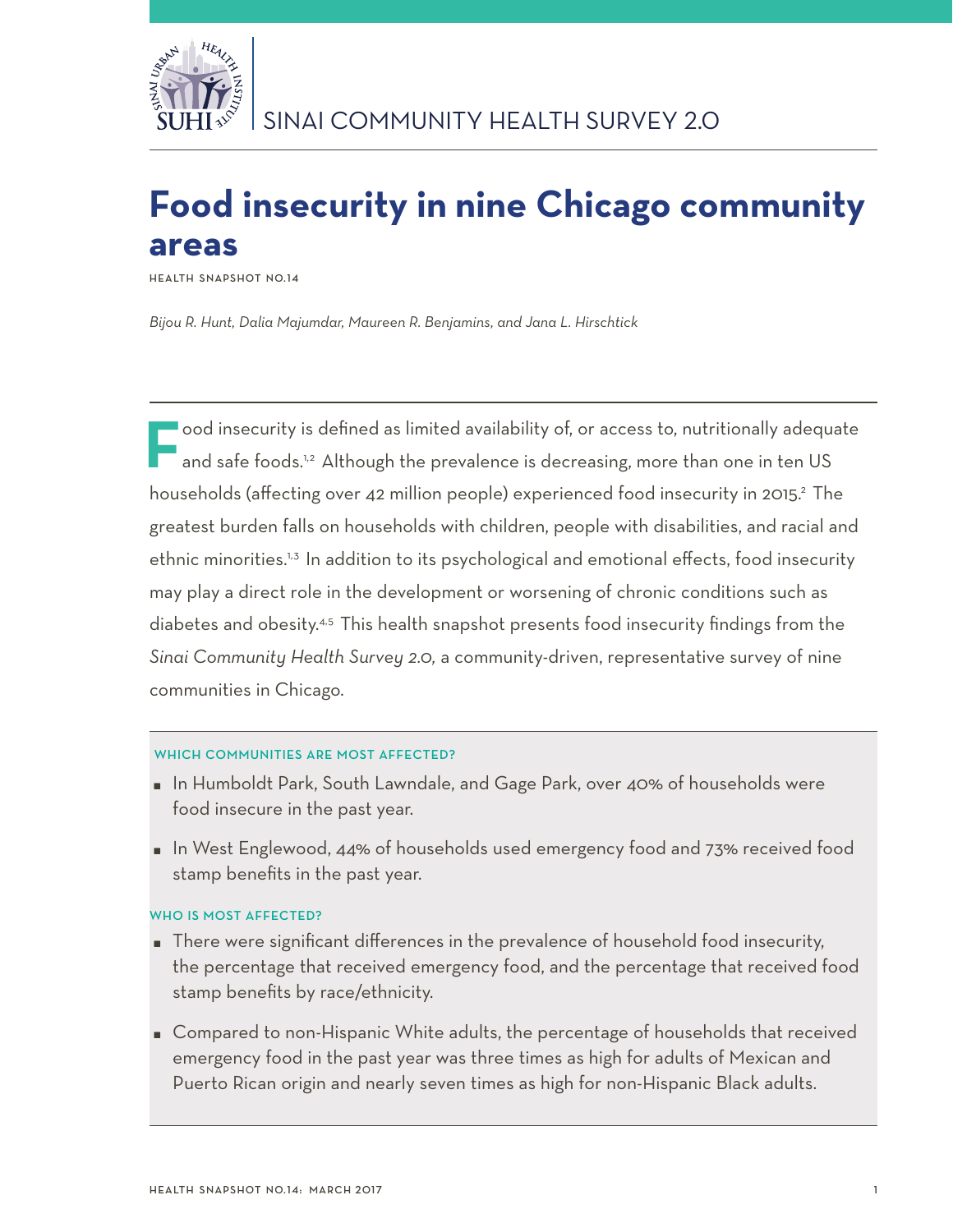SINAI COMMUNITY HEALTH SURVEY 2.0

# Food insecurity in nine Chicago community areas

HEALTH SNAPSHOT NO.14

*Bijou R. Hunt, Dalia Majumdar, Maureen R. Benjamins, and Jana L. Hirschtick*

Food insecurity is defined as limited availability of, or access to, nutritionally adequate and safe foods.[1,2] Although the prevalence is decreasing, more than one in ten US households (affecting over 42 million people) experienced food insecurity in 2015.[2] The greatest burden falls on households with children, people with disabilities, and racial and ethnic minorities.[1,3] In addition to its psychological and emotional effects, food insecurity may play a direct role in the development or worsening of chronic conditions such as diabetes and obesity.[4,5] This health snapshot presents food insecurity findings from the *Sinai Community Health Survey 2.0,* a community-driven, representative survey of nine communities in Chicago.

### WHICH COMMUNITIES ARE MOST AFFECTED?

- In Humboldt Park, South Lawndale, and Gage Park, over 40% of households were food insecure in the past year.
- In West Englewood, 44% of households used emergency food and 73% received food stamp benefits in the past year.

### WHO IS MOST AFFECTED?

- There were significant differences in the prevalence of household food insecurity, the percentage that received emergency food, and the percentage that received food stamp benefits by race/ethnicity.
- Compared to non-Hispanic White adults, the percentage of households that received emergency food in the past year was three times as high for adults of Mexican and Puerto Rican origin and nearly seven times as high for non-Hispanic Black adults.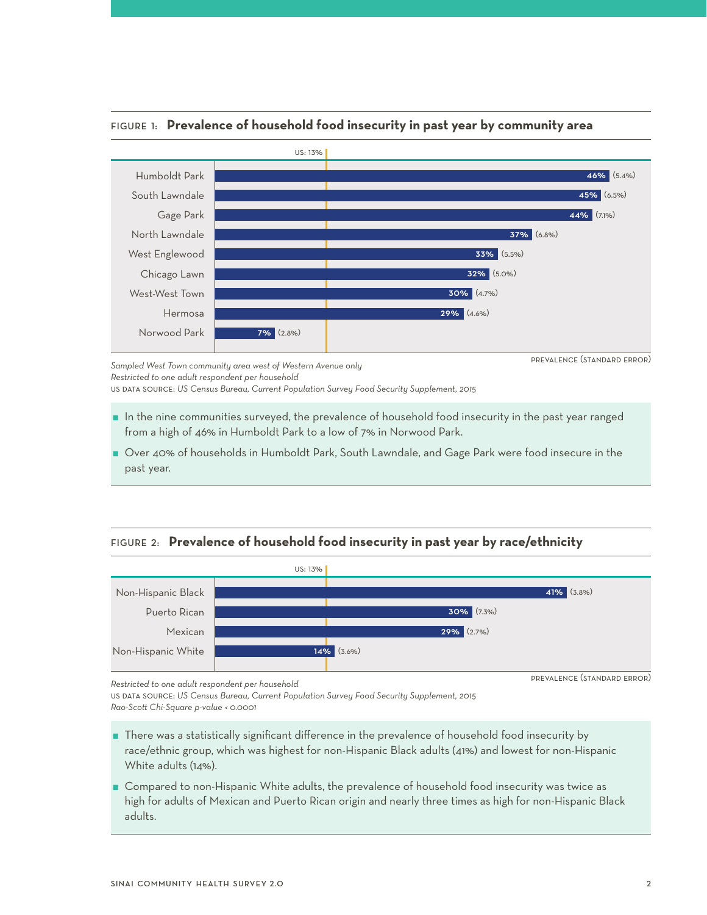FIGURE 1: **Prevalence of household food insecurity in past year by community area**

US: 13%

| Community area | Prevalence (Standard error) |
|---|---|
| Humboldt Park | 46% (5.4%) |
| South Lawndale | 45% (6.5%) |
| Gage Park | 44% (7.1%) |
| North Lawndale | 37% (6.8%) |
| West Englewood | 33% (5.5%) |
| Chicago Lawn | 32% (5.0%) |
| West-West Town | 30% (4.7%) |
| Hermosa | 29% (4.6%) |
| Norwood Park | 7% (2.8%) |

PREVALENCE (STANDARD ERROR)

*Sampled West Town community area west of Western Avenue only*
*Restricted to one adult respondent per household*
US DATA SOURCE: *US Census Bureau, Current Population Survey Food Security Supplement, 2015*

- In the nine communities surveyed, the prevalence of household food insecurity in the past year ranged from a high of 46% in Humboldt Park to a low of 7% in Norwood Park.
- Over 40% of households in Humboldt Park, South Lawndale, and Gage Park were food insecure in the past year.

FIGURE 2: **Prevalence of household food insecurity in past year by race/ethnicity**

US: 13%

| Race/ethnicity | Prevalence (Standard error) |
|---|---|
| Non-Hispanic Black | 41% (3.8%) |
| Puerto Rican | 30% (7.3%) |
| Mexican | 29% (2.7%) |
| Non-Hispanic White | 14% (3.6%) |

PREVALENCE (STANDARD ERROR)

*Restricted to one adult respondent per household*
US DATA SOURCE: *US Census Bureau, Current Population Survey Food Security Supplement, 2015*
*Rao-Scott Chi-Square p-value < 0.0001*

- There was a statistically significant difference in the prevalence of household food insecurity by race/ethnic group, which was highest for non-Hispanic Black adults (41%) and lowest for non-Hispanic White adults (14%).
- Compared to non-Hispanic White adults, the prevalence of household food insecurity was twice as high for adults of Mexican and Puerto Rican origin and nearly three times as high for non-Hispanic Black adults.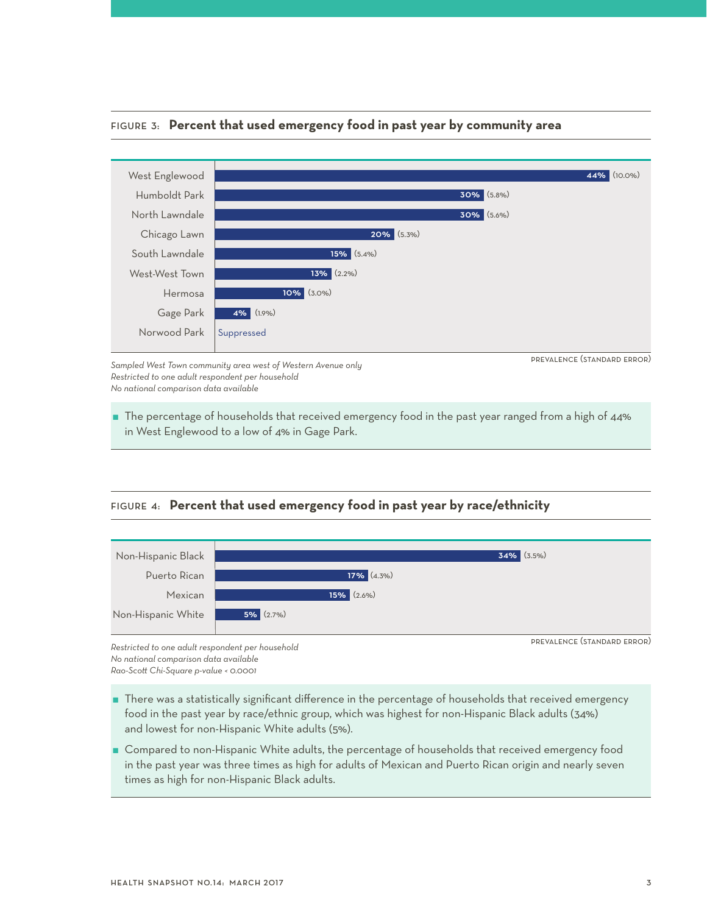FIGURE 3: **Percent that used emergency food in past year by community area**

| Community area | Prevalence (Standard Error) |
|---|---|
| West Englewood | 44% (10.0%) |
| Humboldt Park | 30% (5.8%) |
| North Lawndale | 30% (5.6%) |
| Chicago Lawn | 20% (5.3%) |
| South Lawndale | 15% (5.4%) |
| West-West Town | 13% (2.2%) |
| Hermosa | 10% (3.0%) |
| Gage Park | 4% (1.9%) |
| Norwood Park | Suppressed |

PREVALENCE (STANDARD ERROR)

*Sampled West Town community area west of Western Avenue only*
*Restricted to one adult respondent per household*
*No national comparison data available*

- The percentage of households that received emergency food in the past year ranged from a high of 44% in West Englewood to a low of 4% in Gage Park.

FIGURE 4: **Percent that used emergency food in past year by race/ethnicity**

| Race/ethnicity | Prevalence (Standard Error) |
|---|---|
| Non-Hispanic Black | 34% (3.5%) |
| Puerto Rican | 17% (4.3%) |
| Mexican | 15% (2.6%) |
| Non-Hispanic White | 5% (2.7%) |

PREVALENCE (STANDARD ERROR)

*Restricted to one adult respondent per household*
*No national comparison data available*
*Rao-Scott Chi-Square p-value < 0.0001*

- There was a statistically significant difference in the percentage of households that received emergency food in the past year by race/ethnic group, which was highest for non-Hispanic Black adults (34%) and lowest for non-Hispanic White adults (5%).
- Compared to non-Hispanic White adults, the percentage of households that received emergency food in the past year was three times as high for adults of Mexican and Puerto Rican origin and nearly seven times as high for non-Hispanic Black adults.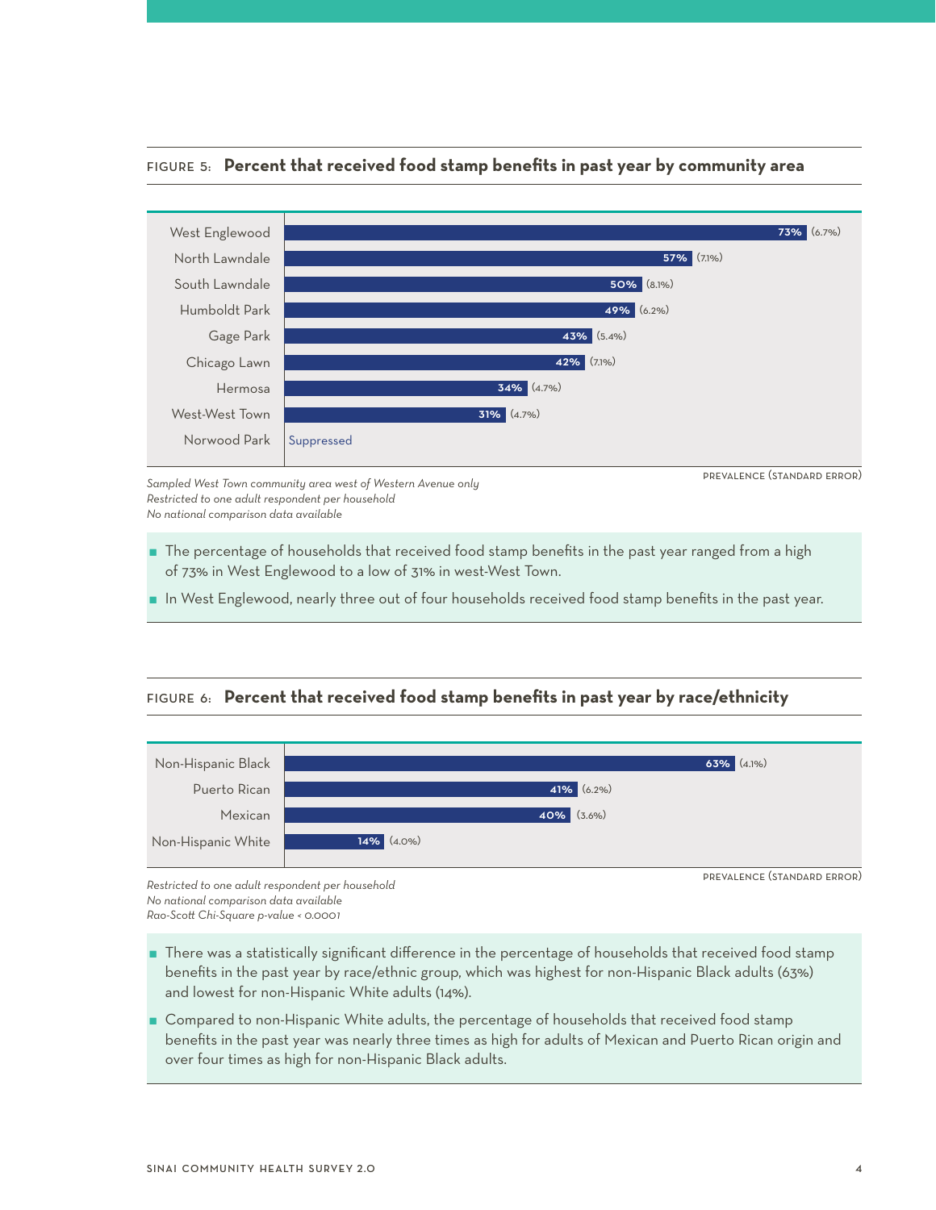### FIGURE 5: **Percent that received food stamp benefits in past year by community area**

| Community area | Prevalence (Standard Error) |
|---|---|
| West Englewood | 73% (6.7%) |
| North Lawndale | 57% (7.1%) |
| South Lawndale | 50% (8.1%) |
| Humboldt Park | 49% (6.2%) |
| Gage Park | 43% (5.4%) |
| Chicago Lawn | 42% (7.1%) |
| Hermosa | 34% (4.7%) |
| West-West Town | 31% (4.7%) |
| Norwood Park | Suppressed |

*Sampled West Town community area west of Western Avenue only*
*Restricted to one adult respondent per household*
*No national comparison data available*

- The percentage of households that received food stamp benefits in the past year ranged from a high of 73% in West Englewood to a low of 31% in west-West Town.
- In West Englewood, nearly three out of four households received food stamp benefits in the past year.

### FIGURE 6: **Percent that received food stamp benefits in past year by race/ethnicity**

| Race/ethnicity | Prevalence (Standard Error) |
|---|---|
| Non-Hispanic Black | 63% (4.1%) |
| Puerto Rican | 41% (6.2%) |
| Mexican | 40% (3.6%) |
| Non-Hispanic White | 14% (4.0%) |

*Restricted to one adult respondent per household*
*No national comparison data available*
*Rao-Scott Chi-Square p-value < 0.0001*

- There was a statistically significant difference in the percentage of households that received food stamp benefits in the past year by race/ethnic group, which was highest for non-Hispanic Black adults (63%) and lowest for non-Hispanic White adults (14%).
- Compared to non-Hispanic White adults, the percentage of households that received food stamp benefits in the past year was nearly three times as high for adults of Mexican and Puerto Rican origin and over four times as high for non-Hispanic Black adults.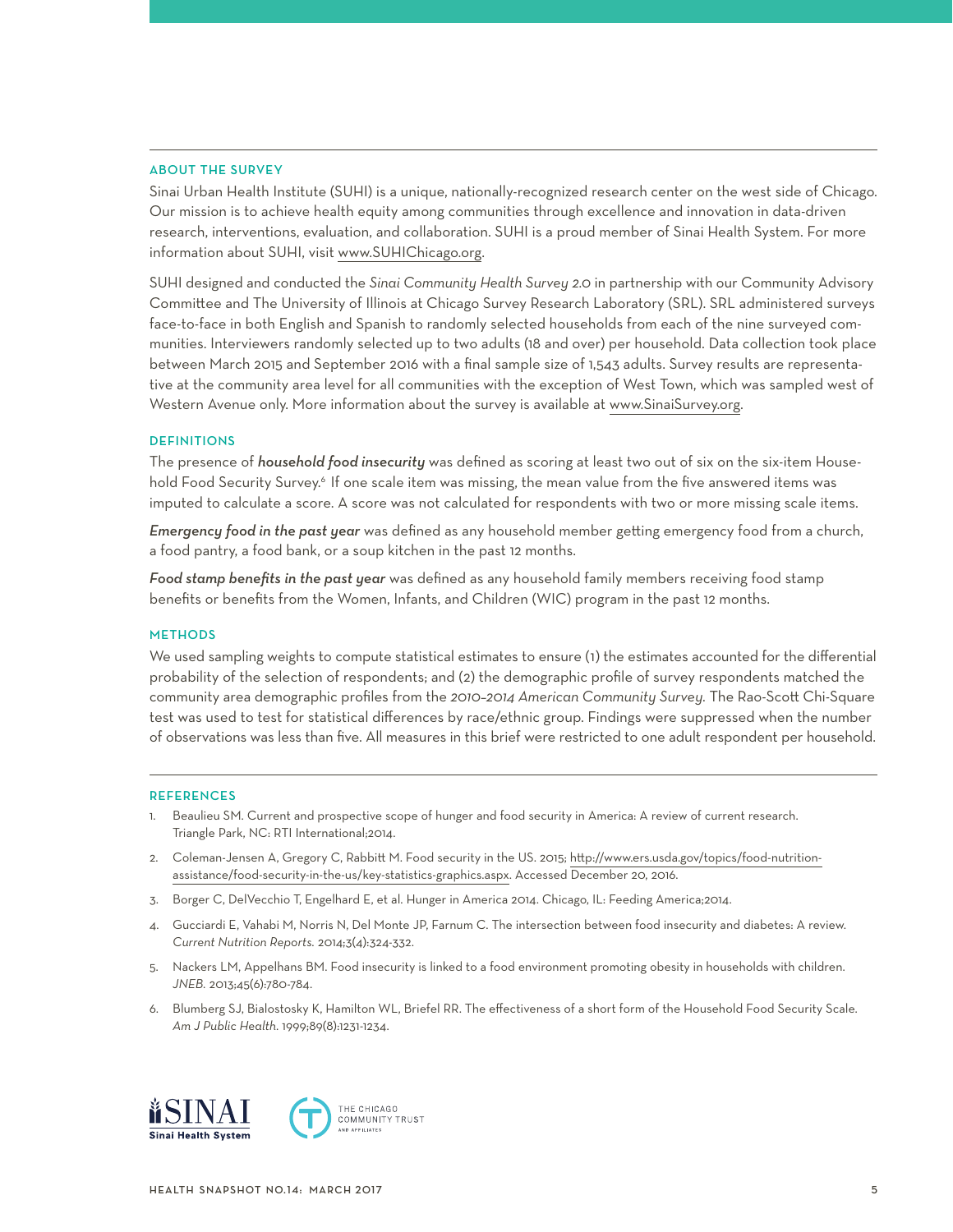## ABOUT THE SURVEY

Sinai Urban Health Institute (SUHI) is a unique, nationally-recognized research center on the west side of Chicago. Our mission is to achieve health equity among communities through excellence and innovation in data-driven research, interventions, evaluation, and collaboration. SUHI is a proud member of Sinai Health System. For more information about SUHI, visit www.SUHIChicago.org.

SUHI designed and conducted the *Sinai Community Health Survey 2.0* in partnership with our Community Advisory Committee and The University of Illinois at Chicago Survey Research Laboratory (SRL). SRL administered surveys face-to-face in both English and Spanish to randomly selected households from each of the nine surveyed communities. Interviewers randomly selected up to two adults (18 and over) per household. Data collection took place between March 2015 and September 2016 with a final sample size of 1,543 adults. Survey results are representative at the community area level for all communities with the exception of West Town, which was sampled west of Western Avenue only. More information about the survey is available at www.SinaiSurvey.org.

## DEFINITIONS

The presence of ***household food insecurity*** was defined as scoring at least two out of six on the six-item Household Food Security Survey.[6] If one scale item was missing, the mean value from the five answered items was imputed to calculate a score. A score was not calculated for respondents with two or more missing scale items.

***Emergency food in the past year*** was defined as any household member getting emergency food from a church, a food pantry, a food bank, or a soup kitchen in the past 12 months.

***Food stamp benefits in the past year*** was defined as any household family members receiving food stamp benefits or benefits from the Women, Infants, and Children (WIC) program in the past 12 months.

## METHODS

We used sampling weights to compute statistical estimates to ensure (1) the estimates accounted for the differential probability of the selection of respondents; and (2) the demographic profile of survey respondents matched the community area demographic profiles from the *2010–2014 American Community Survey*. The Rao-Scott Chi-Square test was used to test for statistical differences by race/ethnic group. Findings were suppressed when the number of observations was less than five. All measures in this brief were restricted to one adult respondent per household.

## REFERENCES

1. Beaulieu SM. Current and prospective scope of hunger and food security in America: A review of current research. Triangle Park, NC: RTI International;2014.
2. Coleman-Jensen A, Gregory C, Rabbitt M. Food security in the US. 2015; http://www.ers.usda.gov/topics/food-nutrition-assistance/food-security-in-the-us/key-statistics-graphics.aspx. Accessed December 20, 2016.
3. Borger C, DelVecchio T, Engelhard E, et al. Hunger in America 2014. Chicago, IL: Feeding America;2014.
4. Gucciardi E, Vahabi M, Norris N, Del Monte JP, Farnum C. The intersection between food insecurity and diabetes: A review. *Current Nutrition Reports.* 2014;3(4):324-332.
5. Nackers LM, Appelhans BM. Food insecurity is linked to a food environment promoting obesity in households with children. *JNEB.* 2013;45(6):780-784.
6. Blumberg SJ, Bialostosky K, Hamilton WL, Briefel RR. The effectiveness of a short form of the Household Food Security Scale. *Am J Public Health.* 1999;89(8):1231-1234.

SINAI Sinai Health System

THE CHICAGO COMMUNITY TRUST AND AFFILIATES